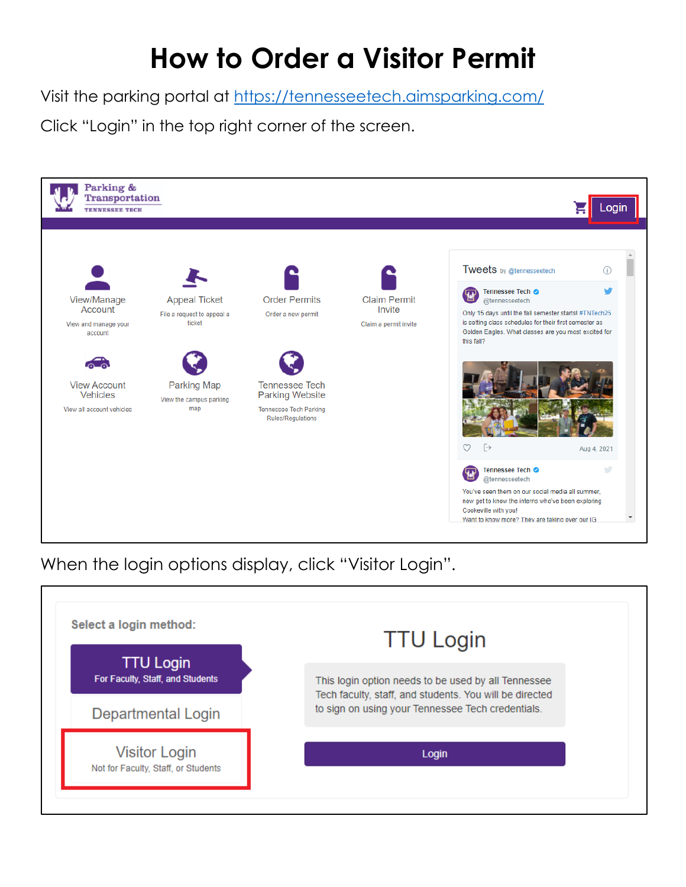# How to Order a Visitor Permit

Visit the parking portal at https://tennesseetech.aimsparking.com/

Click "Login" in the top right corner of the screen.

When the login options display, click "Visitor Login".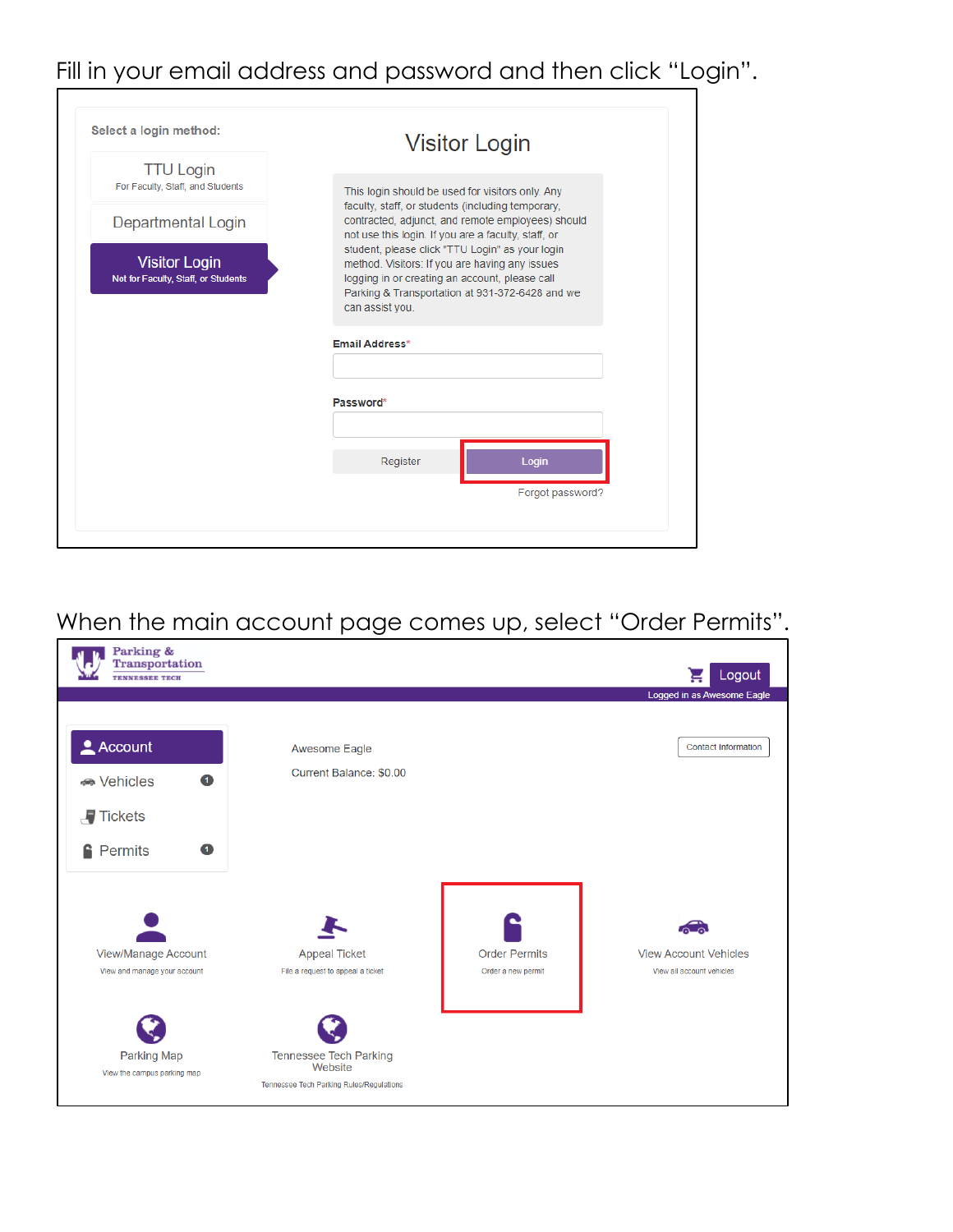Fill in your email address and password and then click "Login".

Select a login method:

TTU Login
For Faculty, Staff, and Students

Departmental Login

Visitor Login
Not for Faculty, Staff, or Students

Visitor Login

This login should be used for visitors only. Any faculty, staff, or students (including temporary, contracted, adjunct, and remote employees) should not use this login. If you are a faculty, staff, or student, please click "TTU Login" as your login method. Visitors: If you are having any issues logging in or creating an account, please call Parking & Transportation at 931-372-6428 and we can assist you.

Email Address*

Password*

Register | Login

Forgot password?

When the main account page comes up, select "Order Permits".

Parking & Transportation
TENNESSEE TECH

Logout

Logged in as Awesome Eagle

Account
Vehicles 1
Tickets
Permits 1

Awesome Eagle
Current Balance: $0.00

Contact Information

View/Manage Account
View and manage your account

Appeal Ticket
File a request to appeal a ticket

Order Permits
Order a new permit

View Account Vehicles
View all account vehicles

Parking Map
View the campus parking map

Tennessee Tech Parking Website
Tennessee Tech Parking Rules/Regulations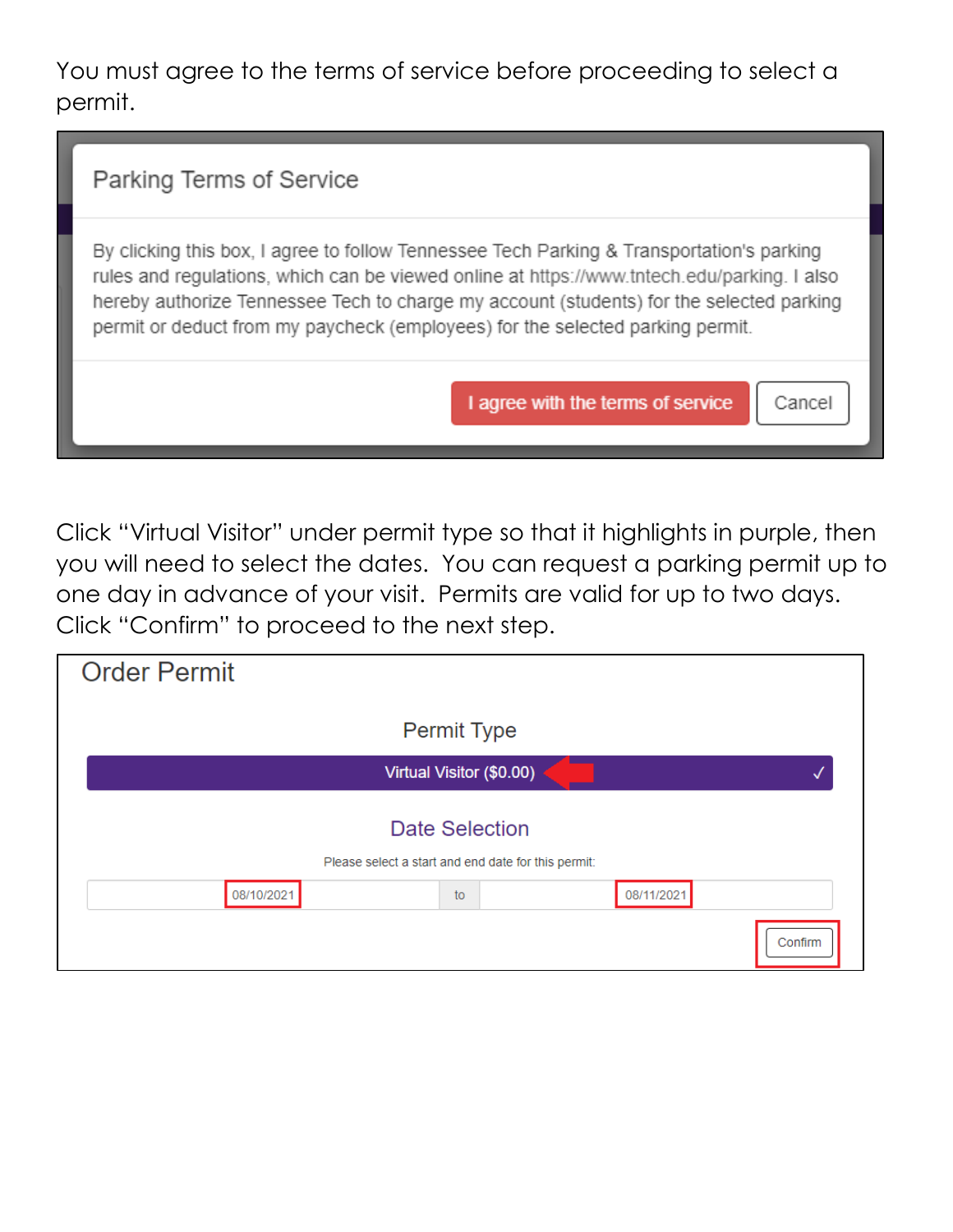You must agree to the terms of service before proceeding to select a permit.

Parking Terms of Service

By clicking this box, I agree to follow Tennessee Tech Parking & Transportation's parking rules and regulations, which can be viewed online at https://www.tntech.edu/parking. I also hereby authorize Tennessee Tech to charge my account (students) for the selected parking permit or deduct from my paycheck (employees) for the selected parking permit.

I agree with the terms of service | Cancel

Click "Virtual Visitor" under permit type so that it highlights in purple, then you will need to select the dates. You can request a parking permit up to one day in advance of your visit. Permits are valid for up to two days. Click "Confirm" to proceed to the next step.

Order Permit

Permit Type

Virtual Visitor ($0.00) ✓

Date Selection

Please select a start and end date for this permit:

08/10/2021 to 08/11/2021

Confirm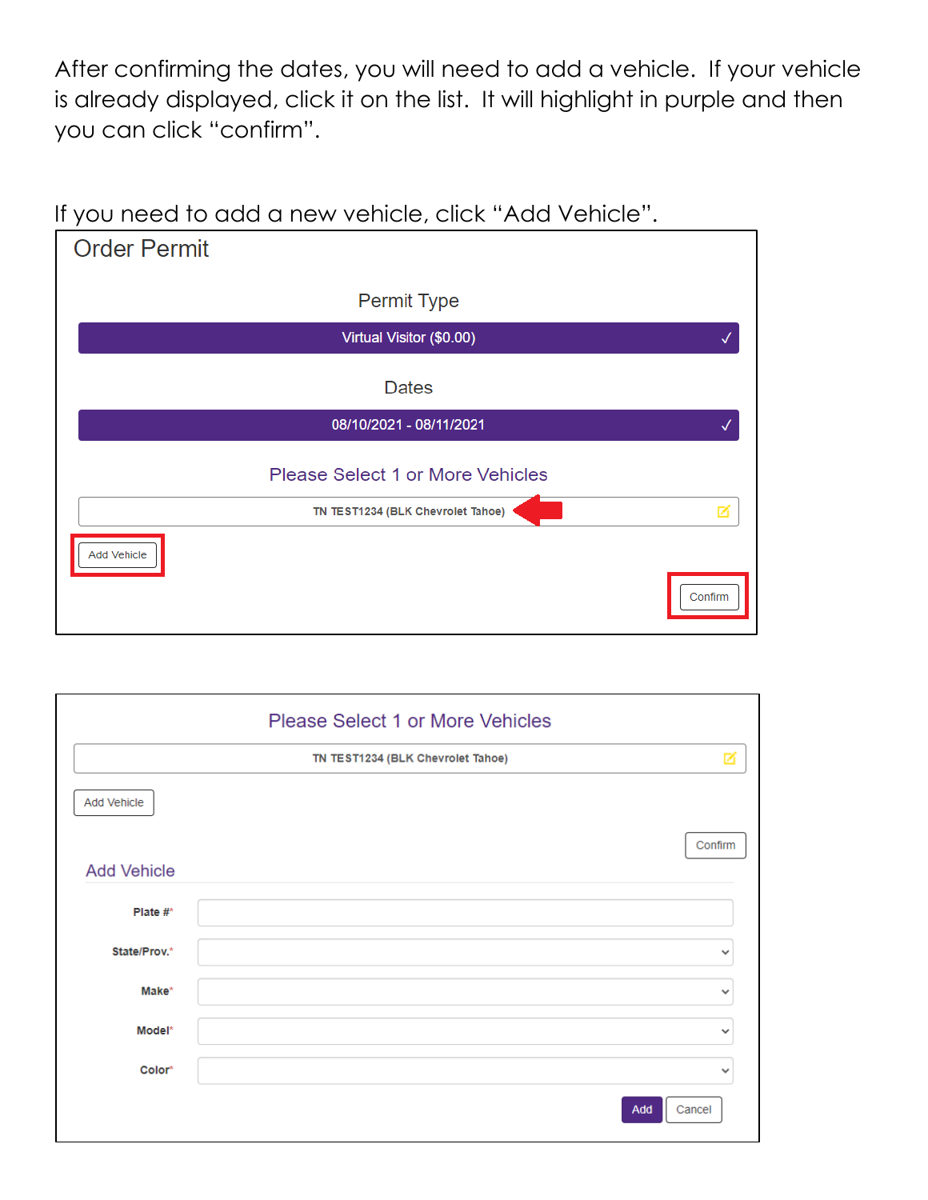After confirming the dates, you will need to add a vehicle. If your vehicle is already displayed, click it on the list. It will highlight in purple and then you can click "confirm".

If you need to add a new vehicle, click "Add Vehicle".

Order Permit

Permit Type

Virtual Visitor ($0.00) ✓

Dates

08/10/2021 - 08/11/2021 ✓

Please Select 1 or More Vehicles

TN TEST1234 (BLK Chevrolet Tahoe)

Add Vehicle

Confirm

Please Select 1 or More Vehicles

TN TEST1234 (BLK Chevrolet Tahoe)

Add Vehicle

Confirm

Add Vehicle

Plate #*

State/Prov.*

Make*

Model*

Color*

Add | Cancel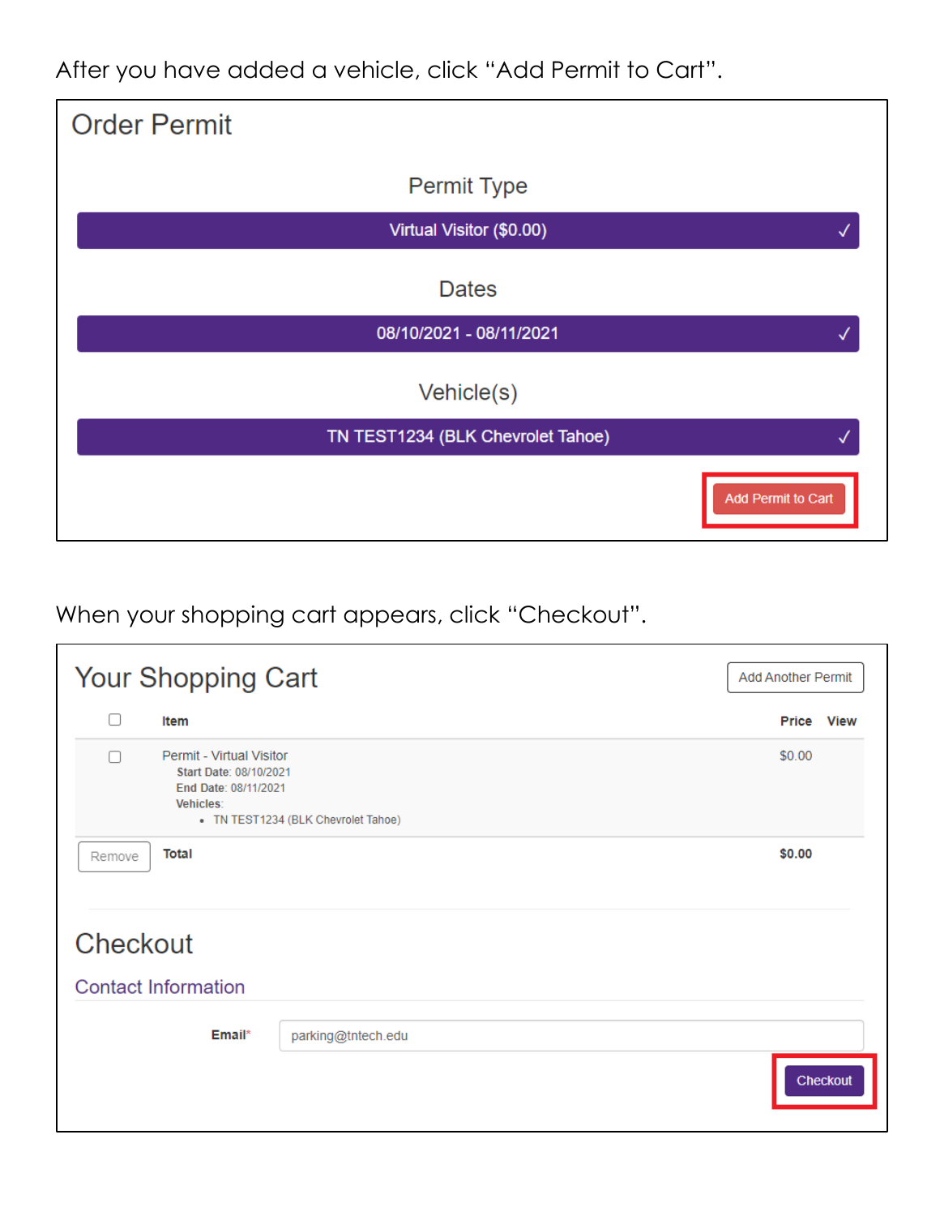After you have added a vehicle, click "Add Permit to Cart".

## Order Permit

Permit Type

Virtual Visitor ($0.00) ✓

Dates

08/10/2021 - 08/11/2021 ✓

Vehicle(s)

TN TEST1234 (BLK Chevrolet Tahoe) ✓

Add Permit to Cart

When your shopping cart appears, click "Checkout".

## Your Shopping Cart

Add Another Permit

| | Item | Price | View |
|---|---|---|---|
| ☐ | Permit - Virtual Visitor<br>Start Date: 08/10/2021<br>End Date: 08/11/2021<br>Vehicles:<br>• TN TEST1234 (BLK Chevrolet Tahoe) | $0.00 | |
| Remove | **Total** | **$0.00** | |

## Checkout

### Contact Information

**Email*** parking@tntech.edu

Checkout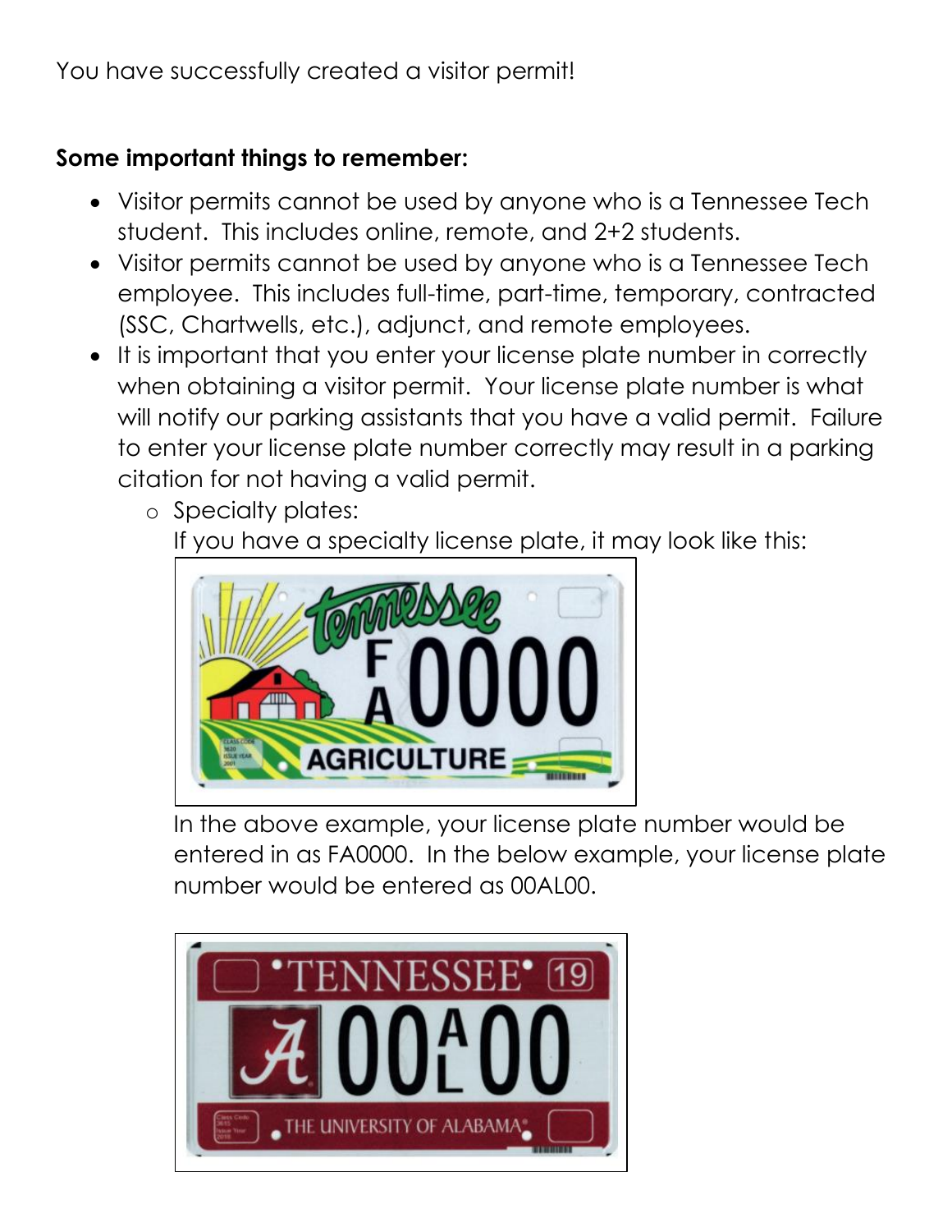You have successfully created a visitor permit!

**Some important things to remember:**

- Visitor permits cannot be used by anyone who is a Tennessee Tech student. This includes online, remote, and 2+2 students.
- Visitor permits cannot be used by anyone who is a Tennessee Tech employee. This includes full-time, part-time, temporary, contracted (SSC, Chartwells, etc.), adjunct, and remote employees.
- It is important that you enter your license plate number in correctly when obtaining a visitor permit. Your license plate number is what will notify our parking assistants that you have a valid permit. Failure to enter your license plate number correctly may result in a parking citation for not having a valid permit.
  - Specialty plates:
    If you have a specialty license plate, it may look like this:

    In the above example, your license plate number would be entered in as FA0000. In the below example, your license plate number would be entered as 00AL00.